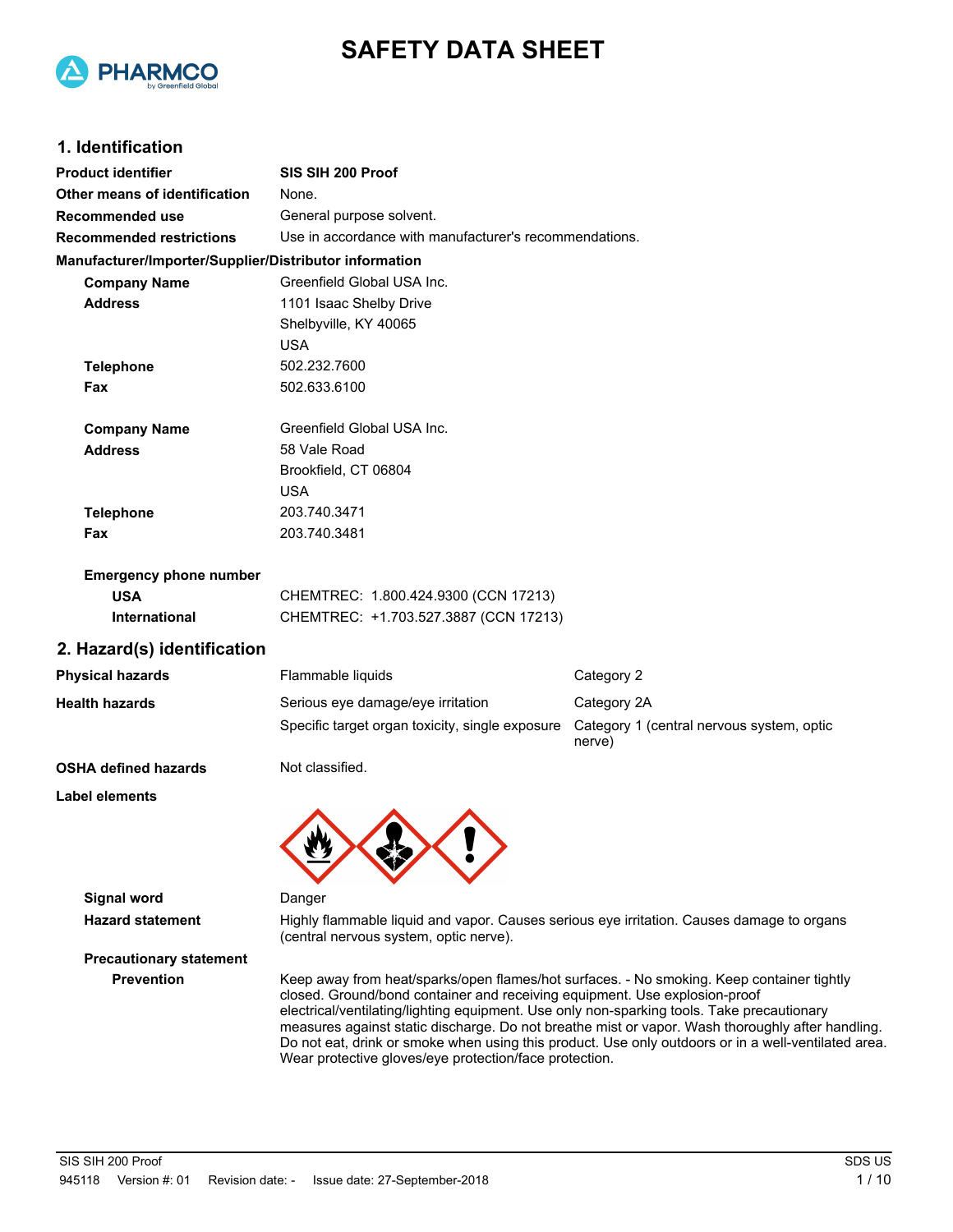# SAFETY DATA SHEET

## 1. Identification

| | |
|---|---|
| **Product identifier** | **SIS SIH 200 Proof** |
| **Other means of identification** | None. |
| **Recommended use** | General purpose solvent. |
| **Recommended restrictions** | Use in accordance with manufacturer's recommendations. |

**Manufacturer/Importer/Supplier/Distributor information**

| | |
|---|---|
| **Company Name** | Greenfield Global USA Inc. |
| **Address** | 1101 Isaac Shelby Drive<br>Shelbyville, KY 40065<br>USA |
| **Telephone** | 502.232.7600 |
| **Fax** | 502.633.6100 |
| **Company Name** | Greenfield Global USA Inc. |
| **Address** | 58 Vale Road<br>Brookfield, CT 06804<br>USA |
| **Telephone** | 203.740.3471 |
| **Fax** | 203.740.3481 |

**Emergency phone number**

| | |
|---|---|
| **USA** | CHEMTREC: 1.800.424.9300 (CCN 17213) |
| **International** | CHEMTREC: +1.703.527.3887 (CCN 17213) |

## 2. Hazard(s) identification

| | | |
|---|---|---|
| **Physical hazards** | Flammable liquids | Category 2 |
| **Health hazards** | Serious eye damage/eye irritation | Category 2A |
| | Specific target organ toxicity, single exposure | Category 1 (central nervous system, optic nerve) |
| **OSHA defined hazards** | Not classified. | |

**Label elements**

**Signal word** Danger

**Hazard statement** Highly flammable liquid and vapor. Causes serious eye irritation. Causes damage to organs (central nervous system, optic nerve).

**Precautionary statement**

**Prevention** Keep away from heat/sparks/open flames/hot surfaces. - No smoking. Keep container tightly closed. Ground/bond container and receiving equipment. Use explosion-proof electrical/ventilating/lighting equipment. Use only non-sparking tools. Take precautionary measures against static discharge. Do not breathe mist or vapor. Wash thoroughly after handling. Do not eat, drink or smoke when using this product. Use only outdoors or in a well-ventilated area. Wear protective gloves/eye protection/face protection.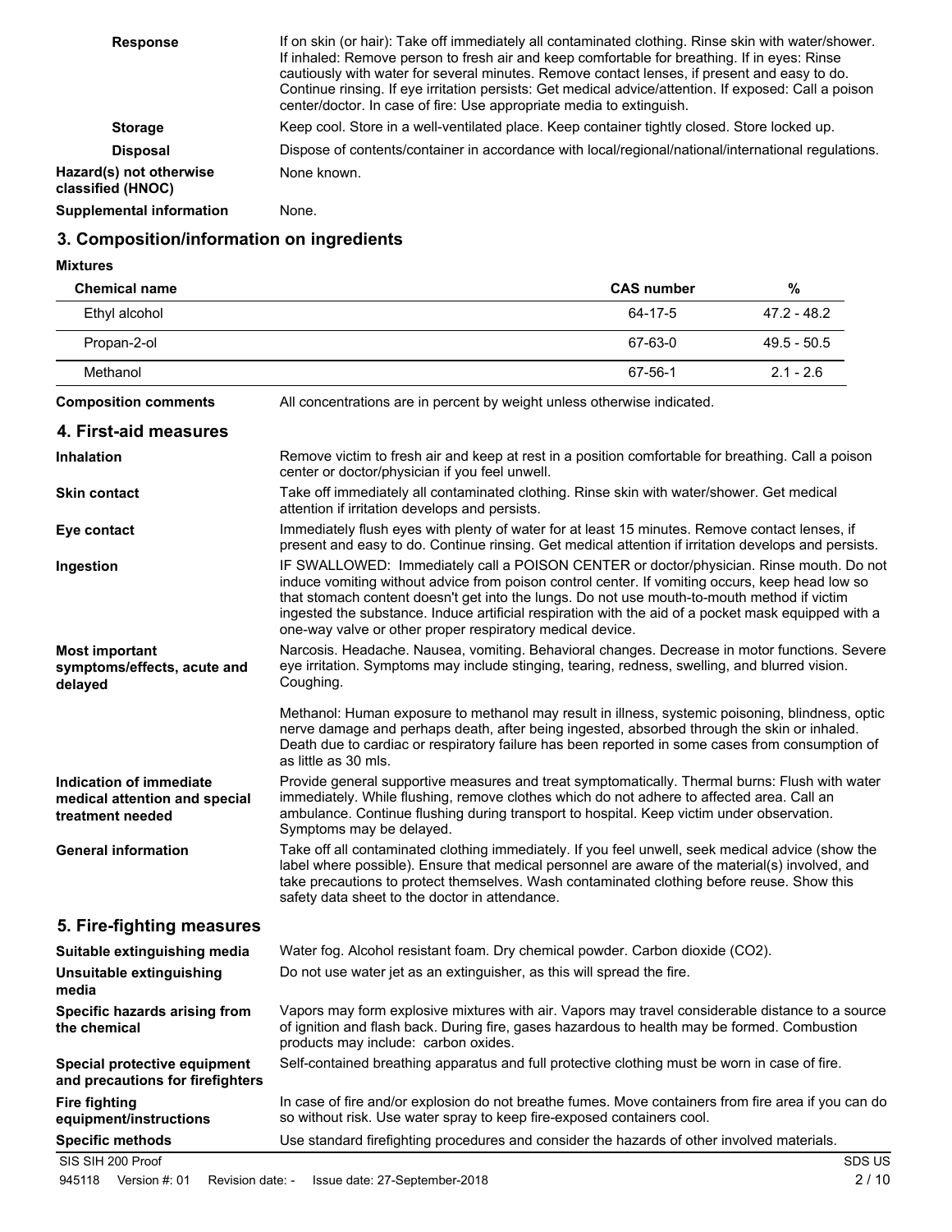**Response** If on skin (or hair): Take off immediately all contaminated clothing. Rinse skin with water/shower. If inhaled: Remove person to fresh air and keep comfortable for breathing. If in eyes: Rinse cautiously with water for several minutes. Remove contact lenses, if present and easy to do. Continue rinsing. If eye irritation persists: Get medical advice/attention. If exposed: Call a poison center/doctor. In case of fire: Use appropriate media to extinguish.

**Storage** Keep cool. Store in a well-ventilated place. Keep container tightly closed. Store locked up.

**Disposal** Dispose of contents/container in accordance with local/regional/national/international regulations.

**Hazard(s) not otherwise classified (HNOC)** None known.

**Supplemental information** None.

## 3. Composition/information on ingredients

**Mixtures**

| Chemical name | CAS number | % |
|---|---|---|
| Ethyl alcohol | 64-17-5 | 47.2 - 48.2 |
| Propan-2-ol | 67-63-0 | 49.5 - 50.5 |
| Methanol | 67-56-1 | 2.1 - 2.6 |

**Composition comments** All concentrations are in percent by weight unless otherwise indicated.

## 4. First-aid measures

**Inhalation** Remove victim to fresh air and keep at rest in a position comfortable for breathing. Call a poison center or doctor/physician if you feel unwell.

**Skin contact** Take off immediately all contaminated clothing. Rinse skin with water/shower. Get medical attention if irritation develops and persists.

**Eye contact** Immediately flush eyes with plenty of water for at least 15 minutes. Remove contact lenses, if present and easy to do. Continue rinsing. Get medical attention if irritation develops and persists.

**Ingestion** IF SWALLOWED: Immediately call a POISON CENTER or doctor/physician. Rinse mouth. Do not induce vomiting without advice from poison control center. If vomiting occurs, keep head low so that stomach content doesn't get into the lungs. Do not use mouth-to-mouth method if victim ingested the substance. Induce artificial respiration with the aid of a pocket mask equipped with a one-way valve or other proper respiratory medical device.

**Most important symptoms/effects, acute and delayed** Narcosis. Headache. Nausea, vomiting. Behavioral changes. Decrease in motor functions. Severe eye irritation. Symptoms may include stinging, tearing, redness, swelling, and blurred vision. Coughing.

Methanol: Human exposure to methanol may result in illness, systemic poisoning, blindness, optic nerve damage and perhaps death, after being ingested, absorbed through the skin or inhaled. Death due to cardiac or respiratory failure has been reported in some cases from consumption of as little as 30 mls.

**Indication of immediate medical attention and special treatment needed** Provide general supportive measures and treat symptomatically. Thermal burns: Flush with water immediately. While flushing, remove clothes which do not adhere to affected area. Call an ambulance. Continue flushing during transport to hospital. Keep victim under observation. Symptoms may be delayed.

**General information** Take off all contaminated clothing immediately. If you feel unwell, seek medical advice (show the label where possible). Ensure that medical personnel are aware of the material(s) involved, and take precautions to protect themselves. Wash contaminated clothing before reuse. Show this safety data sheet to the doctor in attendance.

## 5. Fire-fighting measures

**Suitable extinguishing media** Water fog. Alcohol resistant foam. Dry chemical powder. Carbon dioxide ($CO_2$).

**Unsuitable extinguishing media** Do not use water jet as an extinguisher, as this will spread the fire.

**Specific hazards arising from the chemical** Vapors may form explosive mixtures with air. Vapors may travel considerable distance to a source of ignition and flash back. During fire, gases hazardous to health may be formed. Combustion products may include: carbon oxides.

**Special protective equipment and precautions for firefighters** Self-contained breathing apparatus and full protective clothing must be worn in case of fire.

**Fire fighting equipment/instructions** In case of fire and/or explosion do not breathe fumes. Move containers from fire area if you can do so without risk. Use water spray to keep fire-exposed containers cool.

**Specific methods** Use standard firefighting procedures and consider the hazards of other involved materials.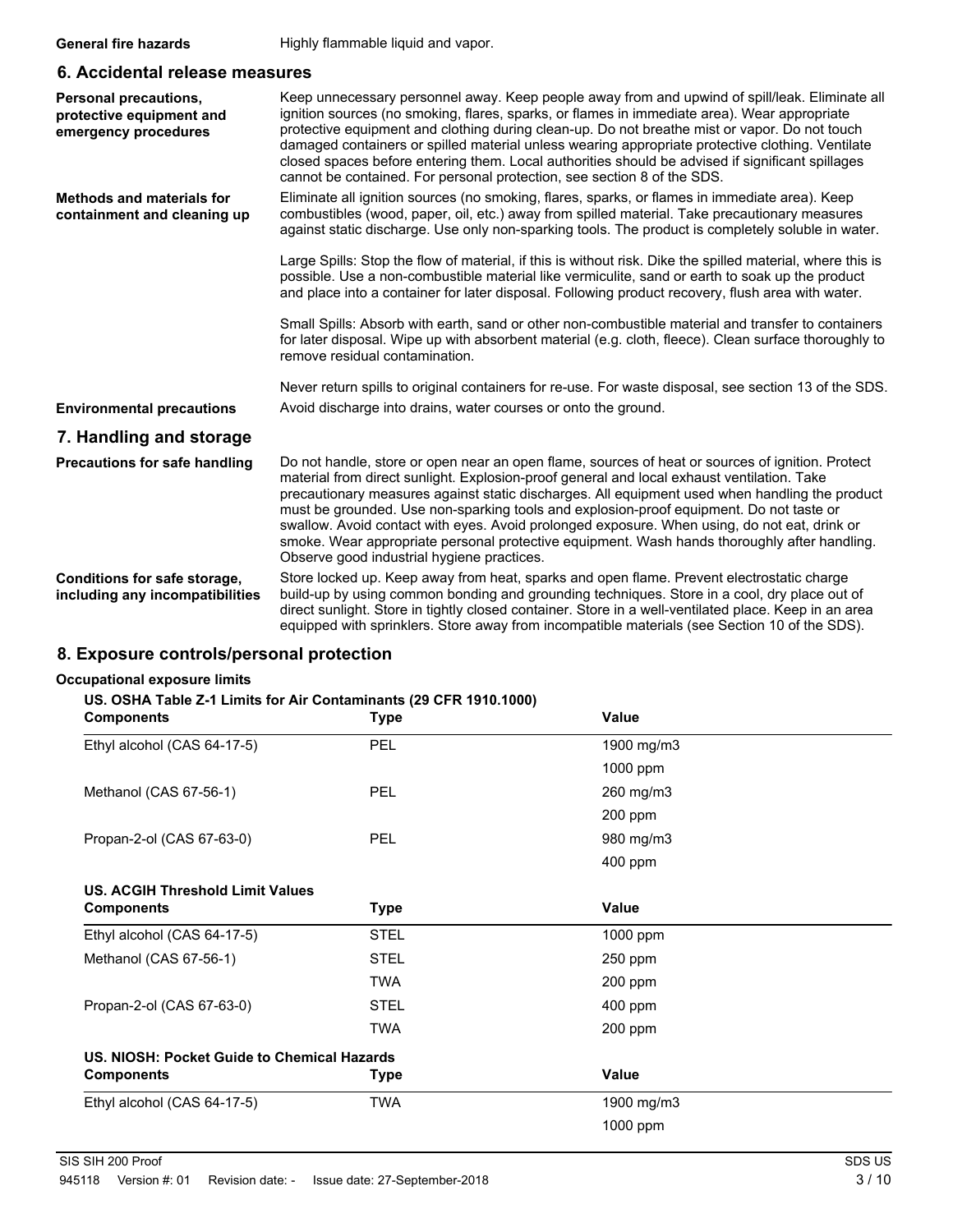**General fire hazards** Highly flammable liquid and vapor.

## 6. Accidental release measures

**Personal precautions, protective equipment and emergency procedures**

Keep unnecessary personnel away. Keep people away from and upwind of spill/leak. Eliminate all ignition sources (no smoking, flares, sparks, or flames in immediate area). Wear appropriate protective equipment and clothing during clean-up. Do not breathe mist or vapor. Do not touch damaged containers or spilled material unless wearing appropriate protective clothing. Ventilate closed spaces before entering them. Local authorities should be advised if significant spillages cannot be contained. For personal protection, see section 8 of the SDS.

**Methods and materials for containment and cleaning up**

Eliminate all ignition sources (no smoking, flares, sparks, or flames in immediate area). Keep combustibles (wood, paper, oil, etc.) away from spilled material. Take precautionary measures against static discharge. Use only non-sparking tools. The product is completely soluble in water.

Large Spills: Stop the flow of material, if this is without risk. Dike the spilled material, where this is possible. Use a non-combustible material like vermiculite, sand or earth to soak up the product and place into a container for later disposal. Following product recovery, flush area with water.

Small Spills: Absorb with earth, sand or other non-combustible material and transfer to containers for later disposal. Wipe up with absorbent material (e.g. cloth, fleece). Clean surface thoroughly to remove residual contamination.

Never return spills to original containers for re-use. For waste disposal, see section 13 of the SDS.

**Environmental precautions** Avoid discharge into drains, water courses or onto the ground.

## 7. Handling and storage

**Precautions for safe handling**

Do not handle, store or open near an open flame, sources of heat or sources of ignition. Protect material from direct sunlight. Explosion-proof general and local exhaust ventilation. Take precautionary measures against static discharges. All equipment used when handling the product must be grounded. Use non-sparking tools and explosion-proof equipment. Do not taste or swallow. Avoid contact with eyes. Avoid prolonged exposure. When using, do not eat, drink or smoke. Wear appropriate personal protective equipment. Wash hands thoroughly after handling. Observe good industrial hygiene practices.

**Conditions for safe storage, including any incompatibilities**

Store locked up. Keep away from heat, sparks and open flame. Prevent electrostatic charge build-up by using common bonding and grounding techniques. Store in a cool, dry place out of direct sunlight. Store in tightly closed container. Store in a well-ventilated place. Keep in an area equipped with sprinklers. Store away from incompatible materials (see Section 10 of the SDS).

## 8. Exposure controls/personal protection

**Occupational exposure limits**

**US. OSHA Table Z-1 Limits for Air Contaminants (29 CFR 1910.1000)**

| Components | Type | Value |
|---|---|---|
| Ethyl alcohol (CAS 64-17-5) | PEL | 1900 mg/m3 |
| | | 1000 ppm |
| Methanol (CAS 67-56-1) | PEL | 260 mg/m3 |
| | | 200 ppm |
| Propan-2-ol (CAS 67-63-0) | PEL | 980 mg/m3 |
| | | 400 ppm |

**US. ACGIH Threshold Limit Values**

| Components | Type | Value |
|---|---|---|
| Ethyl alcohol (CAS 64-17-5) | STEL | 1000 ppm |
| Methanol (CAS 67-56-1) | STEL | 250 ppm |
| | TWA | 200 ppm |
| Propan-2-ol (CAS 67-63-0) | STEL | 400 ppm |
| | TWA | 200 ppm |

**US. NIOSH: Pocket Guide to Chemical Hazards**

| Components | Type | Value |
|---|---|---|
| Ethyl alcohol (CAS 64-17-5) | TWA | 1900 mg/m3 |
| | | 1000 ppm |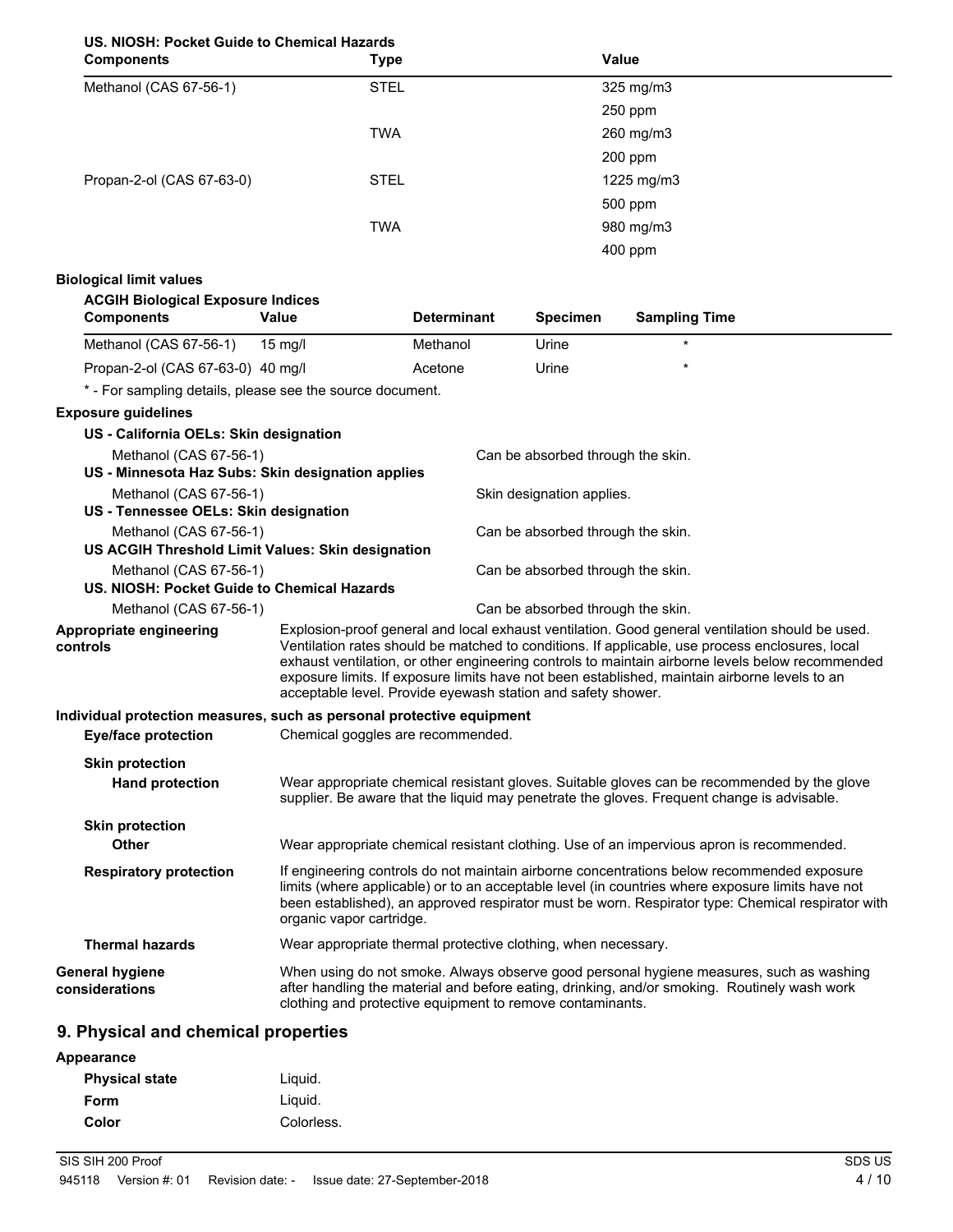**US. NIOSH: Pocket Guide to Chemical Hazards**

| Components | Type | Value |
|---|---|---|
| Methanol (CAS 67-56-1) | STEL | 325 mg/m3 |
| | | 250 ppm |
| | TWA | 260 mg/m3 |
| | | 200 ppm |
| Propan-2-ol (CAS 67-63-0) | STEL | 1225 mg/m3 |
| | | 500 ppm |
| | TWA | 980 mg/m3 |
| | | 400 ppm |

**Biological limit values**

**ACGIH Biological Exposure Indices**

| Components | Value | Determinant | Specimen | Sampling Time |
|---|---|---|---|---|
| Methanol (CAS 67-56-1) | 15 mg/l | Methanol | Urine | * |
| Propan-2-ol (CAS 67-63-0) | 40 mg/l | Acetone | Urine | * |

\* - For sampling details, please see the source document.

**Exposure guidelines**

**US - California OELs: Skin designation**

Methanol (CAS 67-56-1) — Can be absorbed through the skin.

**US - Minnesota Haz Subs: Skin designation applies**

Methanol (CAS 67-56-1) — Skin designation applies.

**US - Tennessee OELs: Skin designation**

Methanol (CAS 67-56-1) — Can be absorbed through the skin.

**US ACGIH Threshold Limit Values: Skin designation**

Methanol (CAS 67-56-1) — Can be absorbed through the skin.

**US. NIOSH: Pocket Guide to Chemical Hazards**

Methanol (CAS 67-56-1) — Can be absorbed through the skin.

**Appropriate engineering controls**

Explosion-proof general and local exhaust ventilation. Good general ventilation should be used. Ventilation rates should be matched to conditions. If applicable, use process enclosures, local exhaust ventilation, or other engineering controls to maintain airborne levels below recommended exposure limits. If exposure limits have not been established, maintain airborne levels to an acceptable level. Provide eyewash station and safety shower.

**Individual protection measures, such as personal protective equipment**

**Eye/face protection**

Chemical goggles are recommended.

**Skin protection**

**Hand protection**

Wear appropriate chemical resistant gloves. Suitable gloves can be recommended by the glove supplier. Be aware that the liquid may penetrate the gloves. Frequent change is advisable.

**Skin protection**

**Other**

Wear appropriate chemical resistant clothing. Use of an impervious apron is recommended.

**Respiratory protection**

If engineering controls do not maintain airborne concentrations below recommended exposure limits (where applicable) or to an acceptable level (in countries where exposure limits have not been established), an approved respirator must be worn. Respirator type: Chemical respirator with organic vapor cartridge.

**Thermal hazards**

Wear appropriate thermal protective clothing, when necessary.

**General hygiene considerations**

When using do not smoke. Always observe good personal hygiene measures, such as washing after handling the material and before eating, drinking, and/or smoking. Routinely wash work clothing and protective equipment to remove contaminants.

## 9. Physical and chemical properties

**Appearance**

| | |
|---|---|
| **Physical state** | Liquid. |
| **Form** | Liquid. |
| **Color** | Colorless. |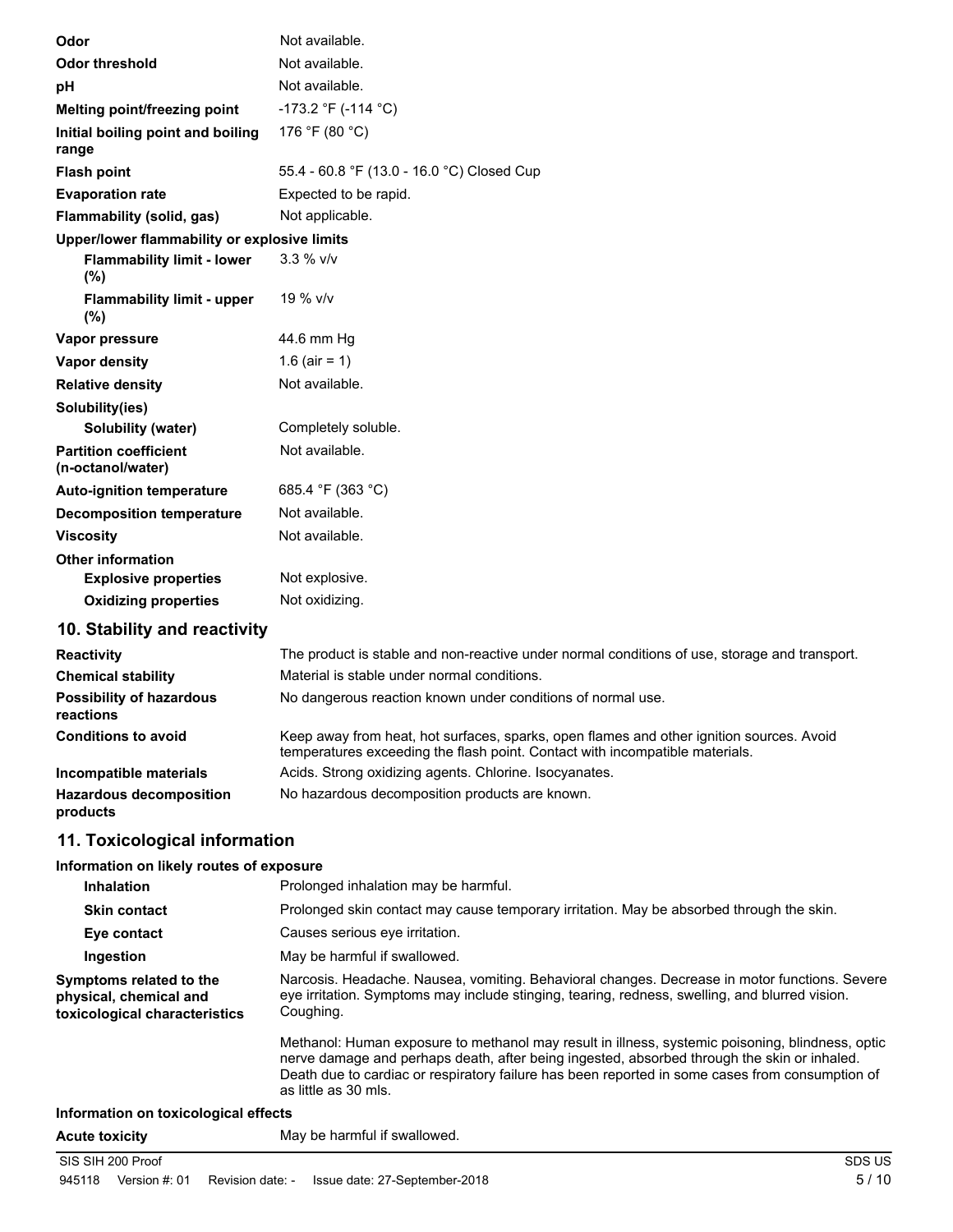| | |
|---|---|
| **Odor** | Not available. |
| **Odor threshold** | Not available. |
| **pH** | Not available. |
| **Melting point/freezing point** | -173.2 °F (-114 °C) |
| **Initial boiling point and boiling range** | 176 °F (80 °C) |
| **Flash point** | 55.4 - 60.8 °F (13.0 - 16.0 °C) Closed Cup |
| **Evaporation rate** | Expected to be rapid. |
| **Flammability (solid, gas)** | Not applicable. |
| **Upper/lower flammability or explosive limits** | |
| **Flammability limit - lower (%)** | 3.3 % v/v |
| **Flammability limit - upper (%)** | 19 % v/v |
| **Vapor pressure** | 44.6 mm Hg |
| **Vapor density** | 1.6 (air = 1) |
| **Relative density** | Not available. |
| **Solubility(ies)** | |
| **Solubility (water)** | Completely soluble. |
| **Partition coefficient (n-octanol/water)** | Not available. |
| **Auto-ignition temperature** | 685.4 °F (363 °C) |
| **Decomposition temperature** | Not available. |
| **Viscosity** | Not available. |
| **Other information** | |
| **Explosive properties** | Not explosive. |
| **Oxidizing properties** | Not oxidizing. |

## 10. Stability and reactivity

| | |
|---|---|
| **Reactivity** | The product is stable and non-reactive under normal conditions of use, storage and transport. |
| **Chemical stability** | Material is stable under normal conditions. |
| **Possibility of hazardous reactions** | No dangerous reaction known under conditions of normal use. |
| **Conditions to avoid** | Keep away from heat, hot surfaces, sparks, open flames and other ignition sources. Avoid temperatures exceeding the flash point. Contact with incompatible materials. |
| **Incompatible materials** | Acids. Strong oxidizing agents. Chlorine. Isocyanates. |
| **Hazardous decomposition products** | No hazardous decomposition products are known. |

## 11. Toxicological information

**Information on likely routes of exposure**

| | |
|---|---|
| **Inhalation** | Prolonged inhalation may be harmful. |
| **Skin contact** | Prolonged skin contact may cause temporary irritation. May be absorbed through the skin. |
| **Eye contact** | Causes serious eye irritation. |
| **Ingestion** | May be harmful if swallowed. |
| **Symptoms related to the physical, chemical and toxicological characteristics** | Narcosis. Headache. Nausea, vomiting. Behavioral changes. Decrease in motor functions. Severe eye irritation. Symptoms may include stinging, tearing, redness, swelling, and blurred vision. Coughing. <br><br> Methanol: Human exposure to methanol may result in illness, systemic poisoning, blindness, optic nerve damage and perhaps death, after being ingested, absorbed through the skin or inhaled. Death due to cardiac or respiratory failure has been reported in some cases from consumption of as little as 30 mls. |

**Information on toxicological effects**

| | |
|---|---|
| **Acute toxicity** | May be harmful if swallowed. |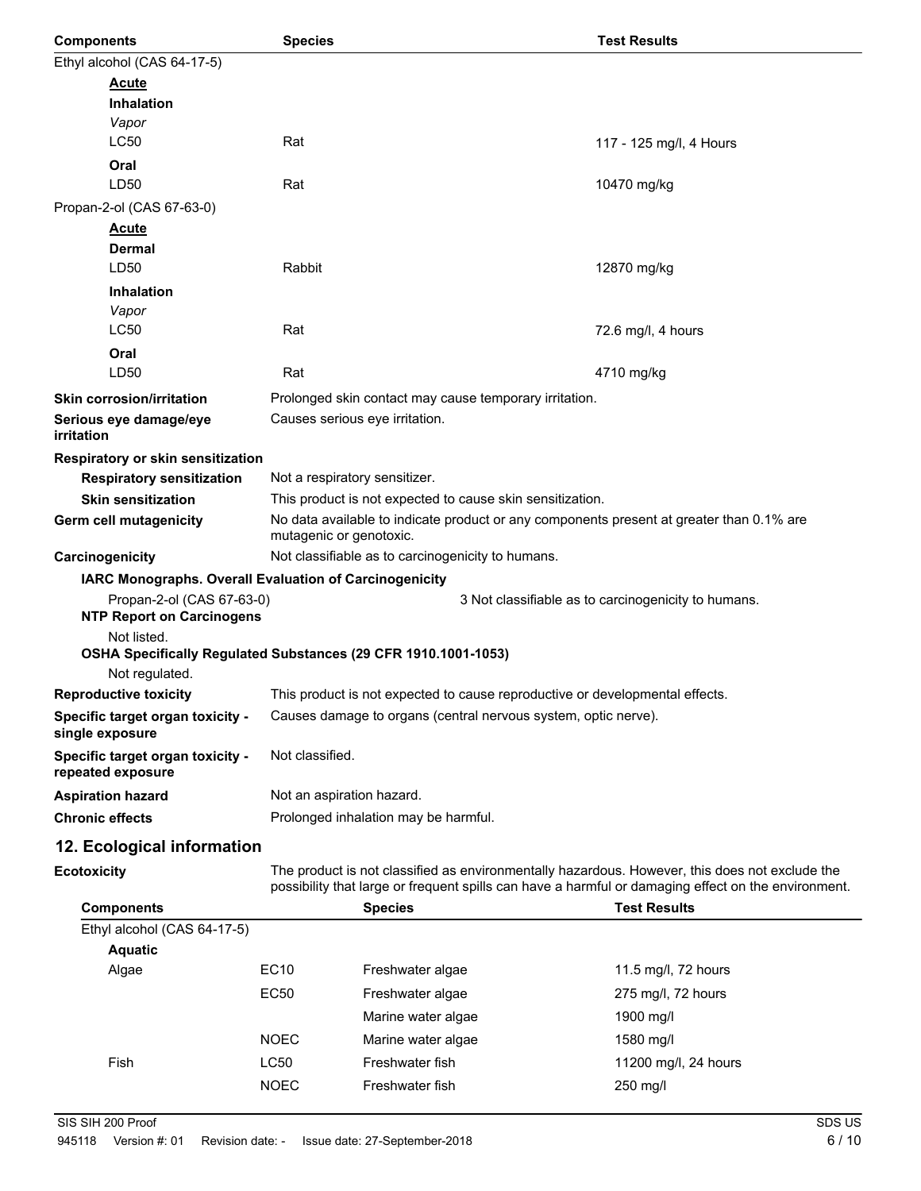| Components | Species | Test Results |
| --- | --- | --- |
| Ethyl alcohol (CAS 64-17-5) | | |
| **Acute** | | |
| **Inhalation** | | |
| *Vapor* | | |
| LC50 | Rat | 117 - 125 mg/l, 4 Hours |
| **Oral** | | |
| LD50 | Rat | 10470 mg/kg |
| Propan-2-ol (CAS 67-63-0) | | |
| **Acute** | | |
| **Dermal** | | |
| LD50 | Rabbit | 12870 mg/kg |
| **Inhalation** | | |
| *Vapor* | | |
| LC50 | Rat | 72.6 mg/l, 4 hours |
| **Oral** | | |
| LD50 | Rat | 4710 mg/kg |

**Skin corrosion/irritation** Prolonged skin contact may cause temporary irritation.

**Serious eye damage/eye irritation** Causes serious eye irritation.

**Respiratory or skin sensitization**

**Respiratory sensitization** Not a respiratory sensitizer.

**Skin sensitization** This product is not expected to cause skin sensitization.

**Germ cell mutagenicity** No data available to indicate product or any components present at greater than 0.1% are mutagenic or genotoxic.

**Carcinogenicity** Not classifiable as to carcinogenicity to humans.

**IARC Monographs. Overall Evaluation of Carcinogenicity**

Propan-2-ol (CAS 67-63-0) 3 Not classifiable as to carcinogenicity to humans.

**NTP Report on Carcinogens**

Not listed.

**OSHA Specifically Regulated Substances (29 CFR 1910.1001-1053)**

Not regulated.

**Reproductive toxicity** This product is not expected to cause reproductive or developmental effects.

**Specific target organ toxicity - single exposure** Causes damage to organs (central nervous system, optic nerve).

**Specific target organ toxicity - repeated exposure** Not classified.

**Aspiration hazard** Not an aspiration hazard.

**Chronic effects** Prolonged inhalation may be harmful.

## 12. Ecological information

**Ecotoxicity** The product is not classified as environmentally hazardous. However, this does not exclude the possibility that large or frequent spills can have a harmful or damaging effect on the environment.

| Components | | Species | Test Results |
| --- | --- | --- | --- |
| Ethyl alcohol (CAS 64-17-5) | | | |
| **Aquatic** | | | |
| Algae | EC10 | Freshwater algae | 11.5 mg/l, 72 hours |
| | EC50 | Freshwater algae | 275 mg/l, 72 hours |
| | | Marine water algae | 1900 mg/l |
| | NOEC | Marine water algae | 1580 mg/l |
| Fish | LC50 | Freshwater fish | 11200 mg/l, 24 hours |
| | NOEC | Freshwater fish | 250 mg/l |

SIS SIH 200 Proof

945118 Version #: 01 Revision date: - Issue date: 27-September-2018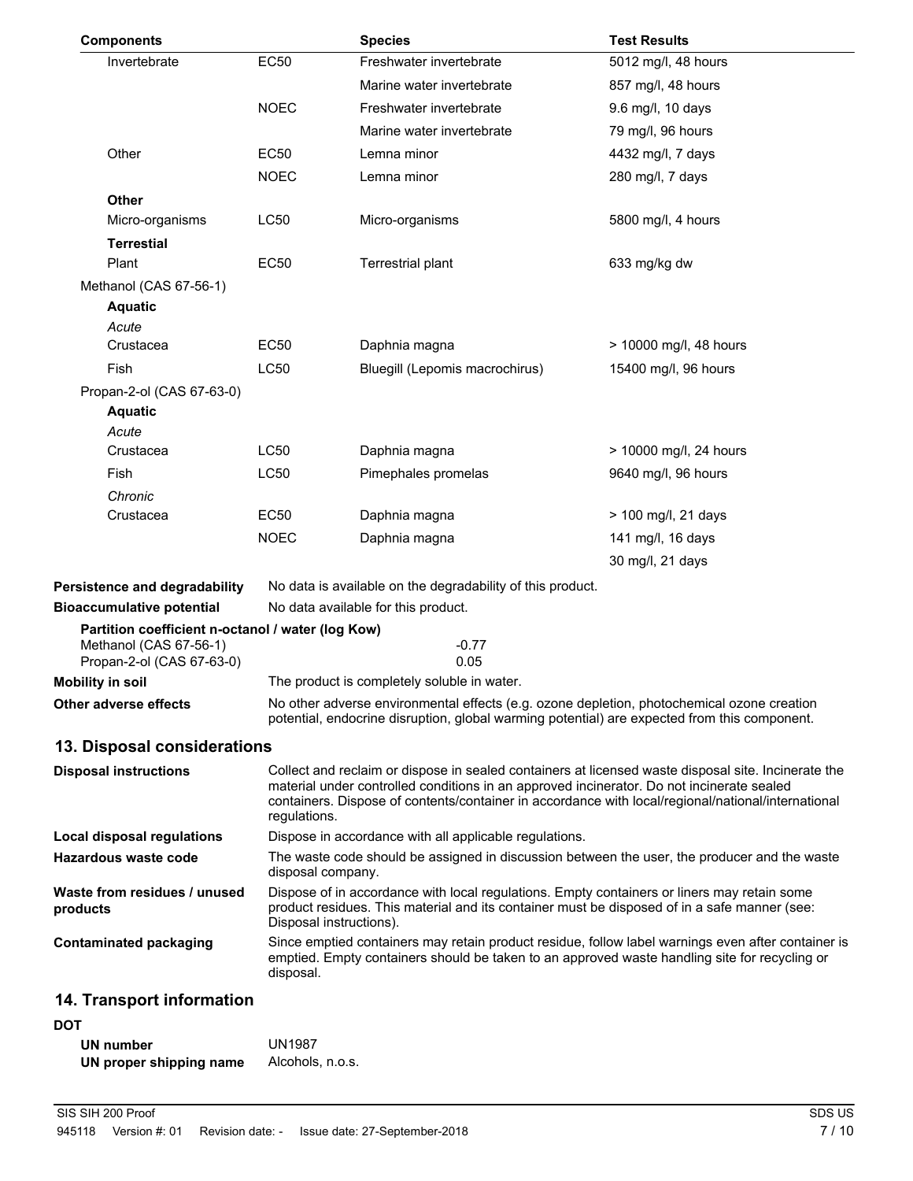| Components | | Species | Test Results |
|---|---|---|---|
| Invertebrate | EC50 | Freshwater invertebrate | 5012 mg/l, 48 hours |
| | | Marine water invertebrate | 857 mg/l, 48 hours |
| | NOEC | Freshwater invertebrate | 9.6 mg/l, 10 days |
| | | Marine water invertebrate | 79 mg/l, 96 hours |
| Other | EC50 | Lemna minor | 4432 mg/l, 7 days |
| | NOEC | Lemna minor | 280 mg/l, 7 days |
| **Other** | | | |
| Micro-organisms | LC50 | Micro-organisms | 5800 mg/l, 4 hours |
| **Terrestial** | | | |
| Plant | EC50 | Terrestrial plant | 633 mg/kg dw |
| Methanol (CAS 67-56-1) | | | |
| **Aquatic** | | | |
| *Acute* | | | |
| Crustacea | EC50 | Daphnia magna | > 10000 mg/l, 48 hours |
| Fish | LC50 | Bluegill (Lepomis macrochirus) | 15400 mg/l, 96 hours |
| Propan-2-ol (CAS 67-63-0) | | | |
| **Aquatic** | | | |
| *Acute* | | | |
| Crustacea | LC50 | Daphnia magna | > 10000 mg/l, 24 hours |
| Fish | LC50 | Pimephales promelas | 9640 mg/l, 96 hours |
| *Chronic* | | | |
| Crustacea | EC50 | Daphnia magna | > 100 mg/l, 21 days |
| | NOEC | Daphnia magna | 141 mg/l, 16 days |
| | | | 30 mg/l, 21 days |

**Persistence and degradability** No data is available on the degradability of this product.

**Bioaccumulative potential** No data available for this product.

**Partition coefficient n-octanol / water (log Kow)**

| | |
|---|---|
| Methanol (CAS 67-56-1) | -0.77 |
| Propan-2-ol (CAS 67-63-0) | 0.05 |

**Mobility in soil** The product is completely soluble in water.

**Other adverse effects** No other adverse environmental effects (e.g. ozone depletion, photochemical ozone creation potential, endocrine disruption, global warming potential) are expected from this component.

## 13. Disposal considerations

**Disposal instructions** Collect and reclaim or dispose in sealed containers at licensed waste disposal site. Incinerate the material under controlled conditions in an approved incinerator. Do not incinerate sealed containers. Dispose of contents/container in accordance with local/regional/national/international regulations.

**Local disposal regulations** Dispose in accordance with all applicable regulations.

**Hazardous waste code** The waste code should be assigned in discussion between the user, the producer and the waste disposal company.

**Waste from residues / unused products** Dispose of in accordance with local regulations. Empty containers or liners may retain some product residues. This material and its container must be disposed of in a safe manner (see: Disposal instructions).

**Contaminated packaging** Since emptied containers may retain product residue, follow label warnings even after container is emptied. Empty containers should be taken to an approved waste handling site for recycling or disposal.

## 14. Transport information

**DOT**

**UN number** UN1987

**UN proper shipping name** Alcohols, n.o.s.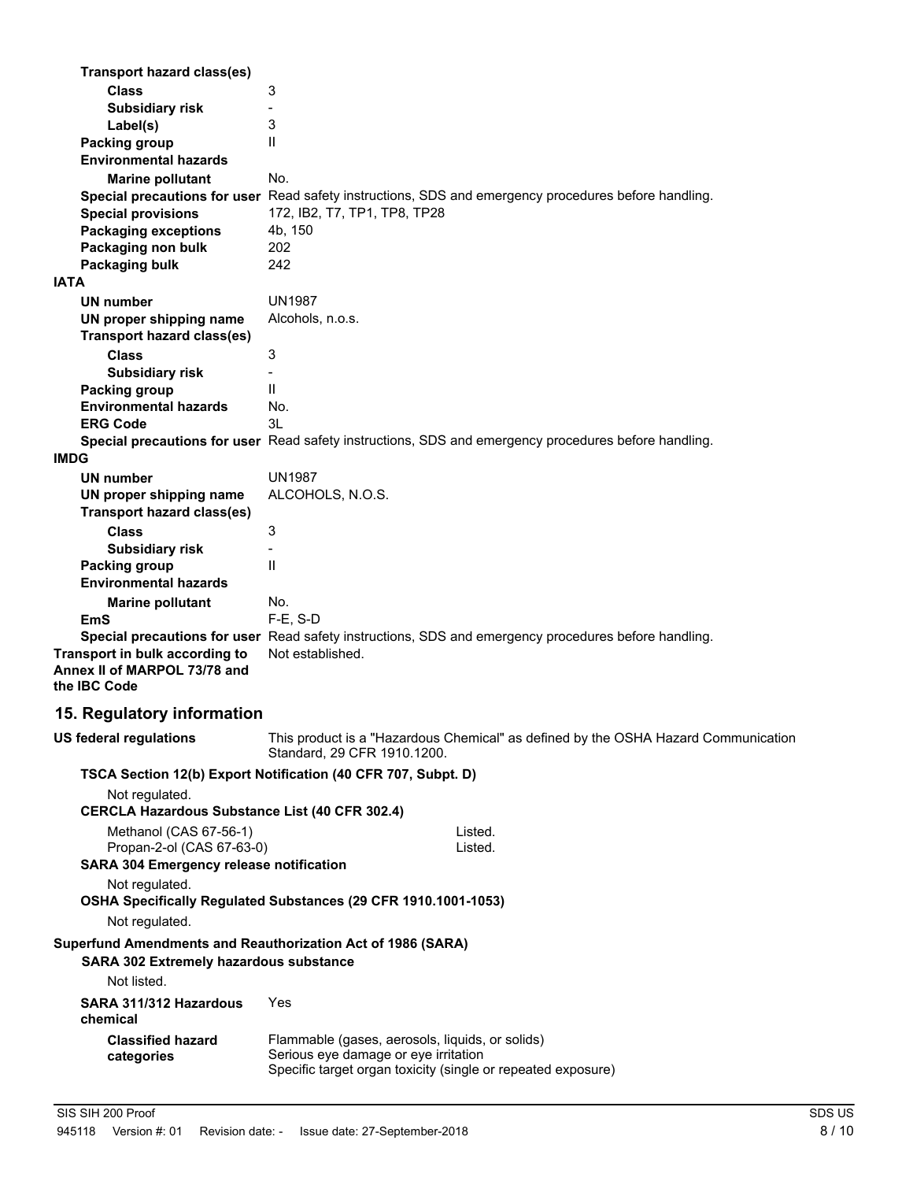**Transport hazard class(es)**

| | |
|---|---|
| **Class** | 3 |
| **Subsidiary risk** | - |
| **Label(s)** | 3 |
| **Packing group** | II |
| **Environmental hazards** | |
| **Marine pollutant** | No. |
| **Special precautions for user** | Read safety instructions, SDS and emergency procedures before handling. |
| **Special provisions** | 172, IB2, T7, TP1, TP8, TP28 |
| **Packaging exceptions** | 4b, 150 |
| **Packaging non bulk** | 202 |
| **Packaging bulk** | 242 |

**IATA**

| | |
|---|---|
| **UN number** | UN1987 |
| **UN proper shipping name** | Alcohols, n.o.s. |
| **Transport hazard class(es)** | |
| **Class** | 3 |
| **Subsidiary risk** | - |
| **Packing group** | II |
| **Environmental hazards** | No. |
| **ERG Code** | 3L |
| **Special precautions for user** | Read safety instructions, SDS and emergency procedures before handling. |

**IMDG**

| | |
|---|---|
| **UN number** | UN1987 |
| **UN proper shipping name** | ALCOHOLS, N.O.S. |
| **Transport hazard class(es)** | |
| **Class** | 3 |
| **Subsidiary risk** | - |
| **Packing group** | II |
| **Environmental hazards** | |
| **Marine pollutant** | No. |
| **EmS** | F-E, S-D |
| **Special precautions for user** | Read safety instructions, SDS and emergency procedures before handling. |

**Transport in bulk according to Annex II of MARPOL 73/78 and the IBC Code** Not established.

## 15. Regulatory information

**US federal regulations** This product is a "Hazardous Chemical" as defined by the OSHA Hazard Communication Standard, 29 CFR 1910.1200.

**TSCA Section 12(b) Export Notification (40 CFR 707, Subpt. D)**

Not regulated.

**CERCLA Hazardous Substance List (40 CFR 302.4)**

| | |
|---|---|
| Methanol (CAS 67-56-1) | Listed. |
| Propan-2-ol (CAS 67-63-0) | Listed. |

**SARA 304 Emergency release notification**

Not regulated.

**OSHA Specifically Regulated Substances (29 CFR 1910.1001-1053)**

Not regulated.

**Superfund Amendments and Reauthorization Act of 1986 (SARA)**

**SARA 302 Extremely hazardous substance**

Not listed.

**SARA 311/312 Hazardous chemical** Yes

**Classified hazard categories**
Flammable (gases, aerosols, liquids, or solids)
Serious eye damage or eye irritation
Specific target organ toxicity (single or repeated exposure)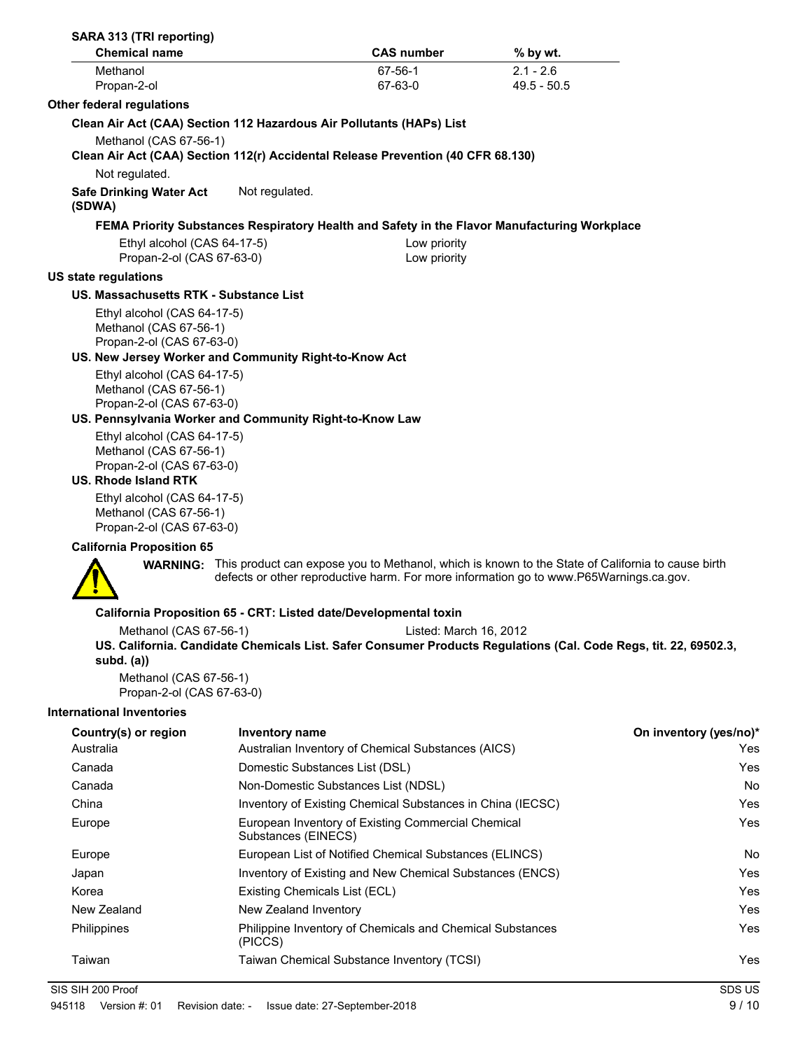**SARA 313 (TRI reporting)**

| Chemical name | CAS number | % by wt. |
|---|---|---|
| Methanol | 67-56-1 | 2.1 - 2.6 |
| Propan-2-ol | 67-63-0 | 49.5 - 50.5 |

**Other federal regulations**

**Clean Air Act (CAA) Section 112 Hazardous Air Pollutants (HAPs) List**

Methanol (CAS 67-56-1)

**Clean Air Act (CAA) Section 112(r) Accidental Release Prevention (40 CFR 68.130)**

Not regulated.

**Safe Drinking Water Act (SDWA)** Not regulated.

**FEMA Priority Substances Respiratory Health and Safety in the Flavor Manufacturing Workplace**

Ethyl alcohol (CAS 64-17-5) Low priority
Propan-2-ol (CAS 67-63-0) Low priority

**US state regulations**

**US. Massachusetts RTK - Substance List**

Ethyl alcohol (CAS 64-17-5)
Methanol (CAS 67-56-1)
Propan-2-ol (CAS 67-63-0)

**US. New Jersey Worker and Community Right-to-Know Act**

Ethyl alcohol (CAS 64-17-5)
Methanol (CAS 67-56-1)
Propan-2-ol (CAS 67-63-0)

**US. Pennsylvania Worker and Community Right-to-Know Law**

Ethyl alcohol (CAS 64-17-5)
Methanol (CAS 67-56-1)
Propan-2-ol (CAS 67-63-0)

**US. Rhode Island RTK**

Ethyl alcohol (CAS 64-17-5)
Methanol (CAS 67-56-1)
Propan-2-ol (CAS 67-63-0)

**California Proposition 65**

**WARNING:** This product can expose you to Methanol, which is known to the State of California to cause birth defects or other reproductive harm. For more information go to www.P65Warnings.ca.gov.

**California Proposition 65 - CRT: Listed date/Developmental toxin**

Methanol (CAS 67-56-1) Listed: March 16, 2012

**US. California. Candidate Chemicals List. Safer Consumer Products Regulations (Cal. Code Regs, tit. 22, 69502.3, subd. (a))**

Methanol (CAS 67-56-1)
Propan-2-ol (CAS 67-63-0)

**International Inventories**

| Country(s) or region | Inventory name | On inventory (yes/no)* |
|---|---|---|
| Australia | Australian Inventory of Chemical Substances (AICS) | Yes |
| Canada | Domestic Substances List (DSL) | Yes |
| Canada | Non-Domestic Substances List (NDSL) | No |
| China | Inventory of Existing Chemical Substances in China (IECSC) | Yes |
| Europe | European Inventory of Existing Commercial Chemical Substances (EINECS) | Yes |
| Europe | European List of Notified Chemical Substances (ELINCS) | No |
| Japan | Inventory of Existing and New Chemical Substances (ENCS) | Yes |
| Korea | Existing Chemicals List (ECL) | Yes |
| New Zealand | New Zealand Inventory | Yes |
| Philippines | Philippine Inventory of Chemicals and Chemical Substances (PICCS) | Yes |
| Taiwan | Taiwan Chemical Substance Inventory (TCSI) | Yes |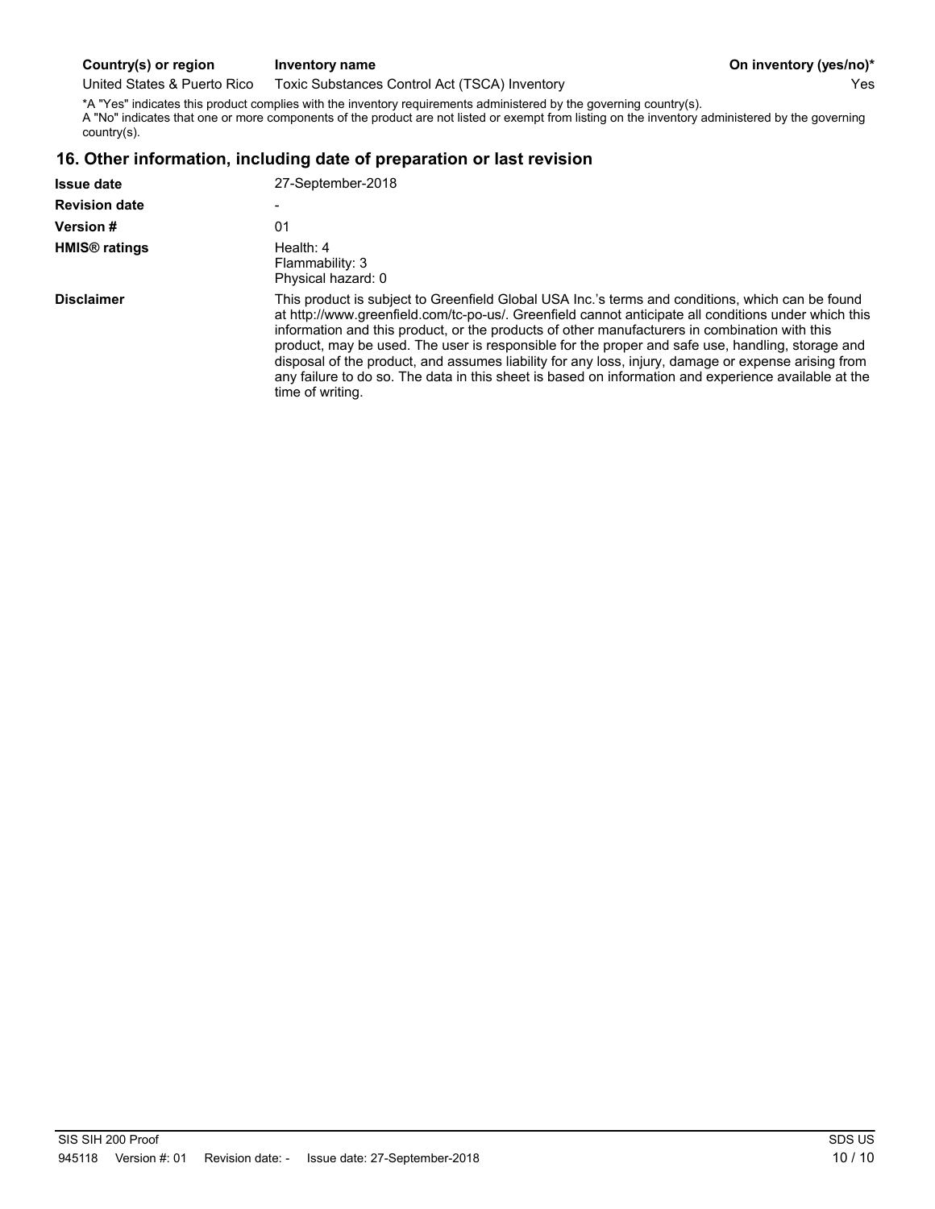| Country(s) or region | Inventory name | On inventory (yes/no)* |
|---|---|---|
| United States & Puerto Rico | Toxic Substances Control Act (TSCA) Inventory | Yes |

*A "Yes" indicates this product complies with the inventory requirements administered by the governing country(s).
A "No" indicates that one or more components of the product are not listed or exempt from listing on the inventory administered by the governing country(s).

## 16. Other information, including date of preparation or last revision

| | |
|---|---|
| **Issue date** | 27-September-2018 |
| **Revision date** | - |
| **Version #** | 01 |
| **HMIS® ratings** | Health: 4<br>Flammability: 3<br>Physical hazard: 0 |
| **Disclaimer** | This product is subject to Greenfield Global USA Inc.'s terms and conditions, which can be found at http://www.greenfield.com/tc-po-us/. Greenfield cannot anticipate all conditions under which this information and this product, or the products of other manufacturers in combination with this product, may be used. The user is responsible for the proper and safe use, handling, storage and disposal of the product, and assumes liability for any loss, injury, damage or expense arising from any failure to do so. The data in this sheet is based on information and experience available at the time of writing. |